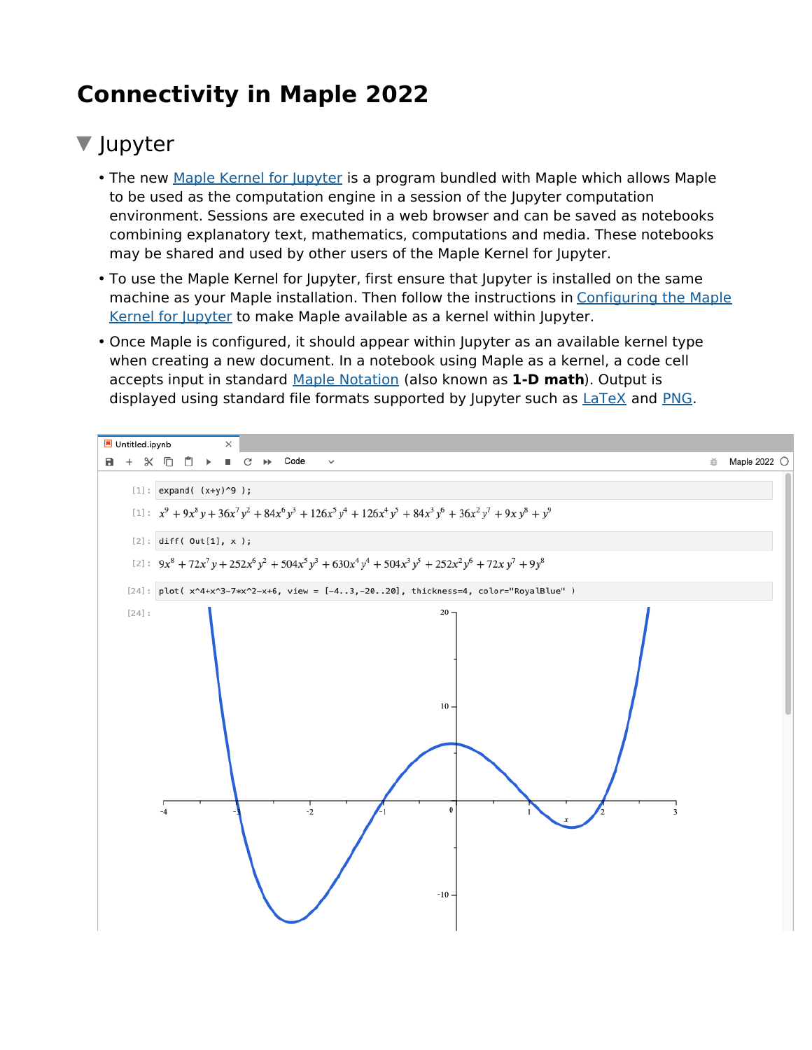# Connectivity in Maple 2022

## Jupyter

- The new Maple Kernel for Jupyter is a program bundled with Maple which allows Maple to be used as the computation engine in a session of the Jupyter computation environment. Sessions are executed in a web browser and can be saved as notebooks combining explanatory text, mathematics, computations and media. These notebooks may be shared and used by other users of the Maple Kernel for Jupyter.
- To use the Maple Kernel for Jupyter, first ensure that Jupyter is installed on the same machine as your Maple installation. Then follow the instructions in Configuring the Maple Kernel for Jupyter to make Maple available as a kernel within Jupyter.
- Once Maple is configured, it should appear within Jupyter as an available kernel type when creating a new document. In a notebook using Maple as a kernel, a code cell accepts input in standard Maple Notation (also known as **1-D math**). Output is displayed using standard file formats supported by Jupyter such as LaTeX and PNG.

```
[1]: expand( (x+y)^9 );
```

$$x^9 + 9x^8 y + 36x^7 y^2 + 84x^6 y^3 + 126x^5 y^4 + 126x^4 y^5 + 84x^3 y^6 + 36x^2 y^7 + 9x y^8 + y^9$$

```
[2]: diff( Out[1], x );
```

$$9x^8 + 72x^7 y + 252x^6 y^2 + 504x^5 y^3 + 630x^4 y^4 + 504x^3 y^5 + 252x^2 y^6 + 72x y^7 + 9y^8$$

```
[24]: plot( x^4+x^3-7*x^2-x+6, view = [-4..3,-20..20], thickness=4, color="RoyalBlue" )
```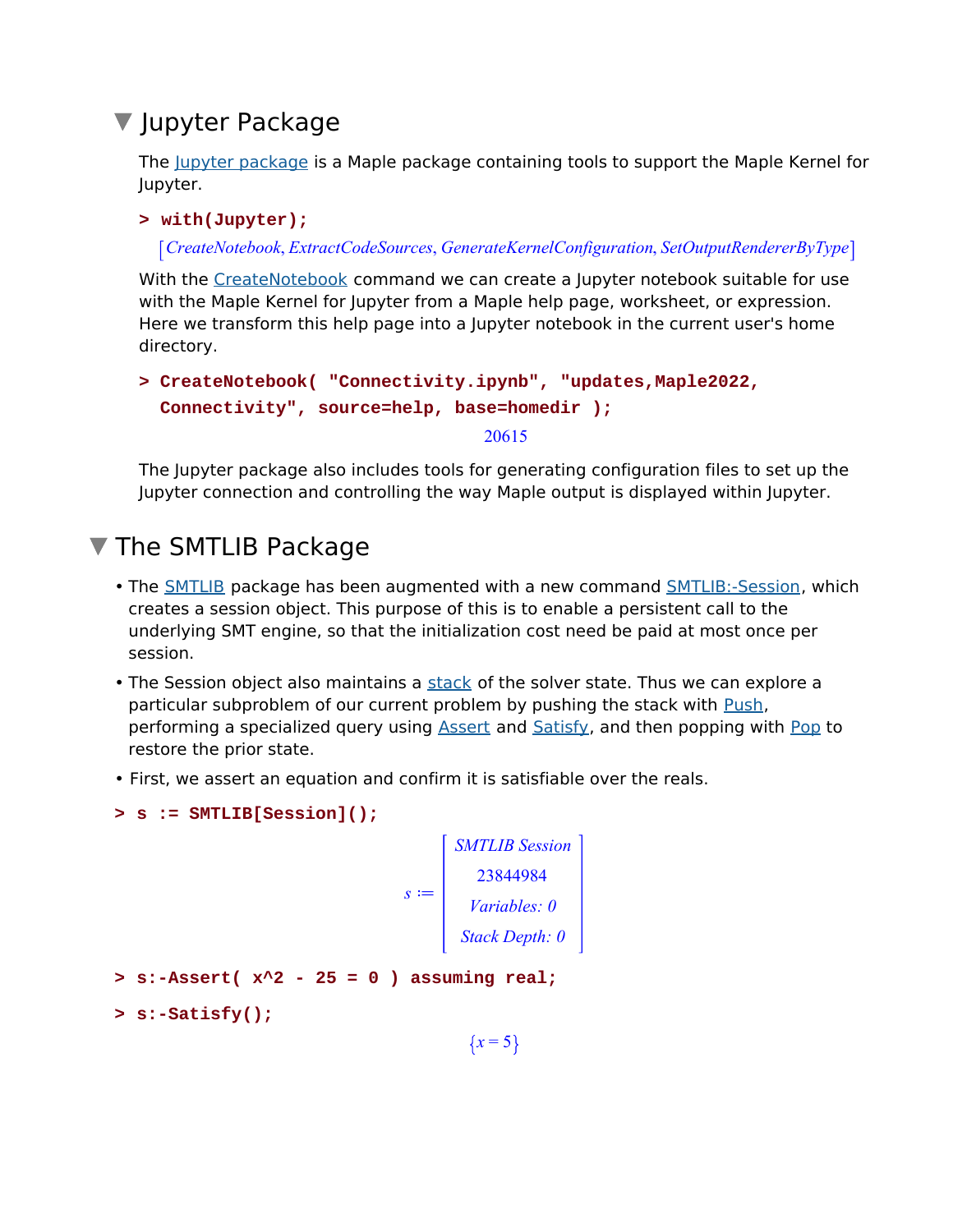## Jupyter Package

The Jupyter package is a Maple package containing tools to support the Maple Kernel for Jupyter.

```
> with(Jupyter);
```

$$[CreateNotebook, ExtractCodeSources, GenerateKernelConfiguration, SetOutputRendererByType]$$

With the CreateNotebook command we can create a Jupyter notebook suitable for use with the Maple Kernel for Jupyter from a Maple help page, worksheet, or expression. Here we transform this help page into a Jupyter notebook in the current user's home directory.

```
> CreateNotebook( "Connectivity.ipynb", "updates,Maple2022,
  Connectivity", source=help, base=homedir );
```

$$20615$$

The Jupyter package also includes tools for generating configuration files to set up the Jupyter connection and controlling the way Maple output is displayed within Jupyter.

## The SMTLIB Package

- The SMTLIB package has been augmented with a new command SMTLIB:-Session, which creates a session object. This purpose of this is to enable a persistent call to the underlying SMT engine, so that the initialization cost need be paid at most once per session.
- The Session object also maintains a stack of the solver state. Thus we can explore a particular subproblem of our current problem by pushing the stack with Push, performing a specialized query using Assert and Satisfy, and then popping with Pop to restore the prior state.
- First, we assert an equation and confirm it is satisfiable over the reals.

```
> s := SMTLIB[Session]();
```

$$s := \begin{bmatrix} \textit{SMTLIB Session} \\ 23844984 \\ \textit{Variables: 0} \\ \textit{Stack Depth: 0} \end{bmatrix}$$

```
> s:-Assert( x^2 - 25 = 0 ) assuming real;
> s:-Satisfy();
```

$$\{x = 5\}$$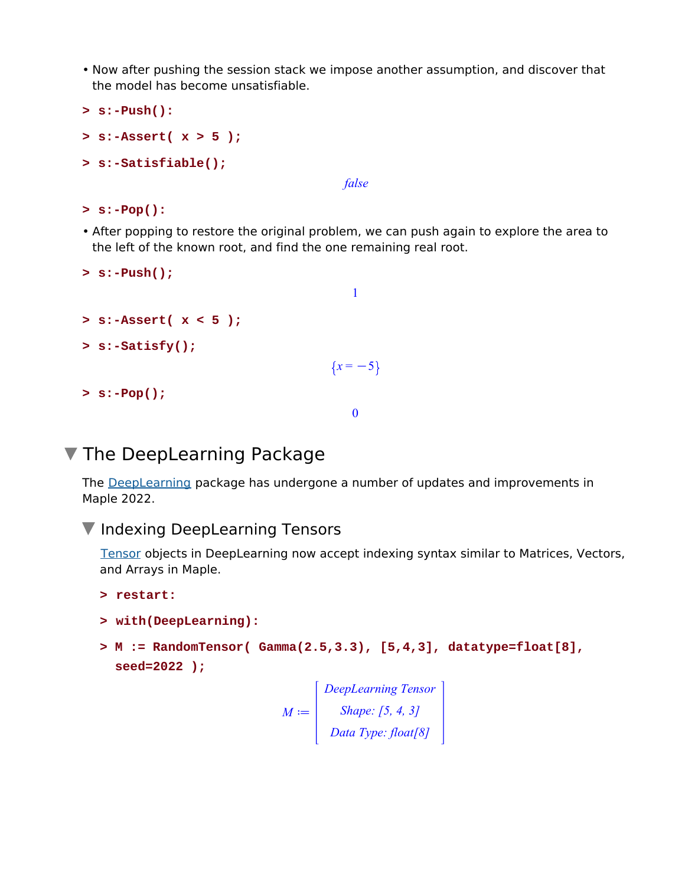- Now after pushing the session stack we impose another assumption, and discover that the model has become unsatisfiable.

```
> s:-Push():
> s:-Assert( x > 5 );
> s:-Satisfiable();
```

$$false$$

```
> s:-Pop():
```

- After popping to restore the original problem, we can push again to explore the area to the left of the known root, and find the one remaining real root.

```
> s:-Push();
```

$$1$$

```
> s:-Assert( x < 5 );
> s:-Satisfy();
```

$$\{x = -5\}$$

```
> s:-Pop();
```

$$0$$

## The DeepLearning Package

The DeepLearning package has undergone a number of updates and improvements in Maple 2022.

### Indexing DeepLearning Tensors

Tensor objects in DeepLearning now accept indexing syntax similar to Matrices, Vectors, and Arrays in Maple.

```
> restart:
> with(DeepLearning):
> M := RandomTensor( Gamma(2.5,3.3), [5,4,3], datatype=float[8], seed=2022 );
```

$$M := \begin{bmatrix} \textit{DeepLearning Tensor} \\ \textit{Shape: [5, 4, 3]} \\ \textit{Data Type: float[8]} \end{bmatrix}$$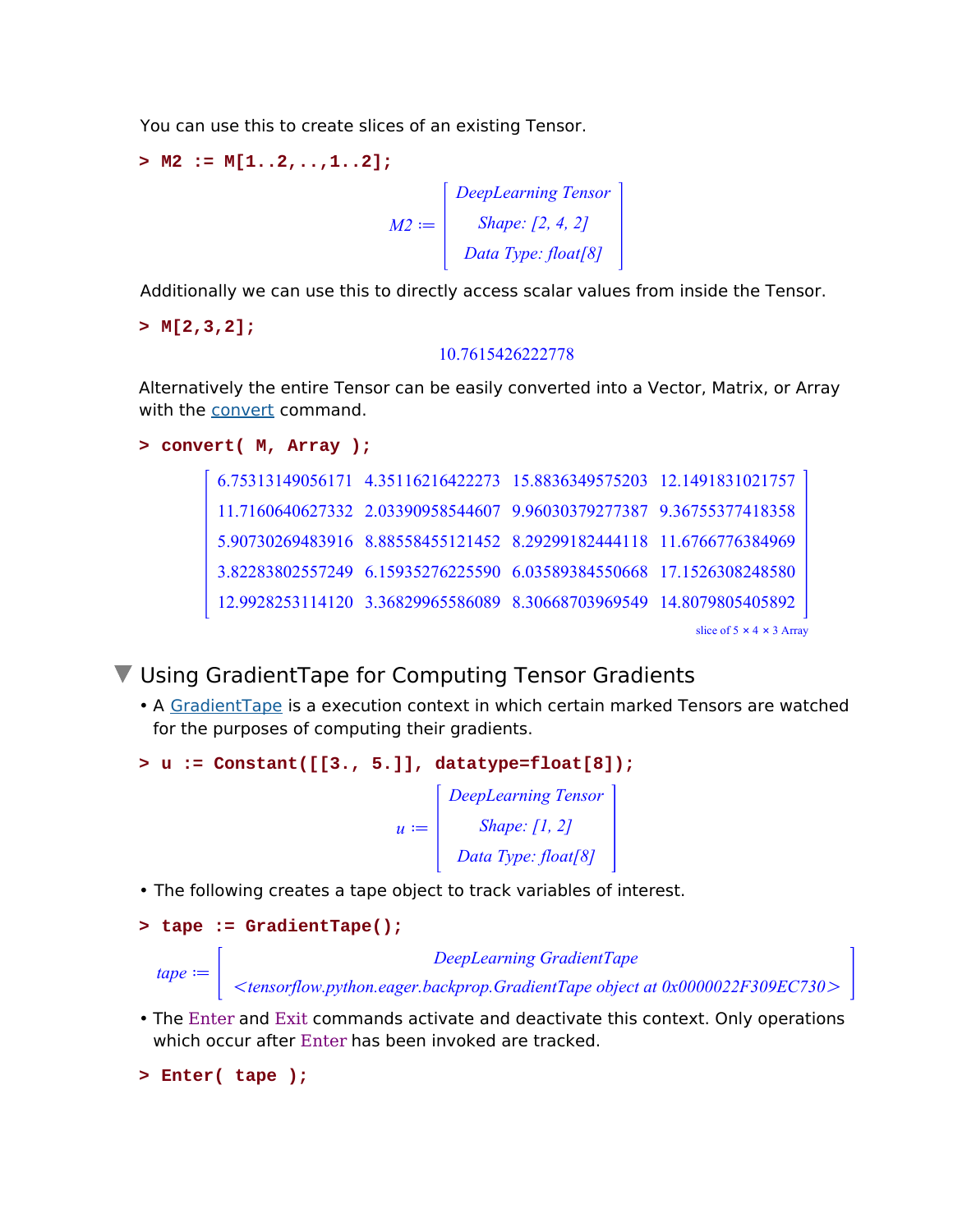You can use this to create slices of an existing Tensor.

```
> M2 := M[1..2,..,1..2];
```

$$M2 := \begin{bmatrix} \textit{DeepLearning Tensor} \\ \textit{Shape: [2, 4, 2]} \\ \textit{Data Type: float[8]} \end{bmatrix}$$

Additionally we can use this to directly access scalar values from inside the Tensor.

```
> M[2,3,2];
```

$$10.7615426222778$$

Alternatively the entire Tensor can be easily converted into a Vector, Matrix, or Array with the convert command.

```
> convert( M, Array );
```

$$\begin{bmatrix} 6.75313149056171 & 4.35116216422273 & 15.8836349575203 & 12.1491831021757 \\ 11.7160640627332 & 2.03390958544607 & 9.96030379277387 & 9.36755377418358 \\ 5.90730269483916 & 8.88558455121452 & 8.29299182444118 & 11.6766776384969 \\ 3.82283802557249 & 6.15935276225590 & 6.03589384550668 & 17.1526308248580 \\ 12.9928253114120 & 3.36829965586089 & 8.30668703969549 & 14.8079805405892 \end{bmatrix}$$

slice of 5 × 4 × 3 Array

## Using GradientTape for Computing Tensor Gradients

- A GradientTape is a execution context in which certain marked Tensors are watched for the purposes of computing their gradients.

```
> u := Constant([[3., 5.]], datatype=float[8]);
```

$$u := \begin{bmatrix} \textit{DeepLearning Tensor} \\ \textit{Shape: [1, 2]} \\ \textit{Data Type: float[8]} \end{bmatrix}$$

- The following creates a tape object to track variables of interest.

```
> tape := GradientTape();
```

$$tape := \begin{bmatrix} \textit{DeepLearning GradientTape} \\ \textit{<tensorflow.python.eager.backprop.GradientTape object at 0x0000022F309EC730>} \end{bmatrix}$$

- The Enter and Exit commands activate and deactivate this context. Only operations which occur after Enter has been invoked are tracked.

```
> Enter( tape );
```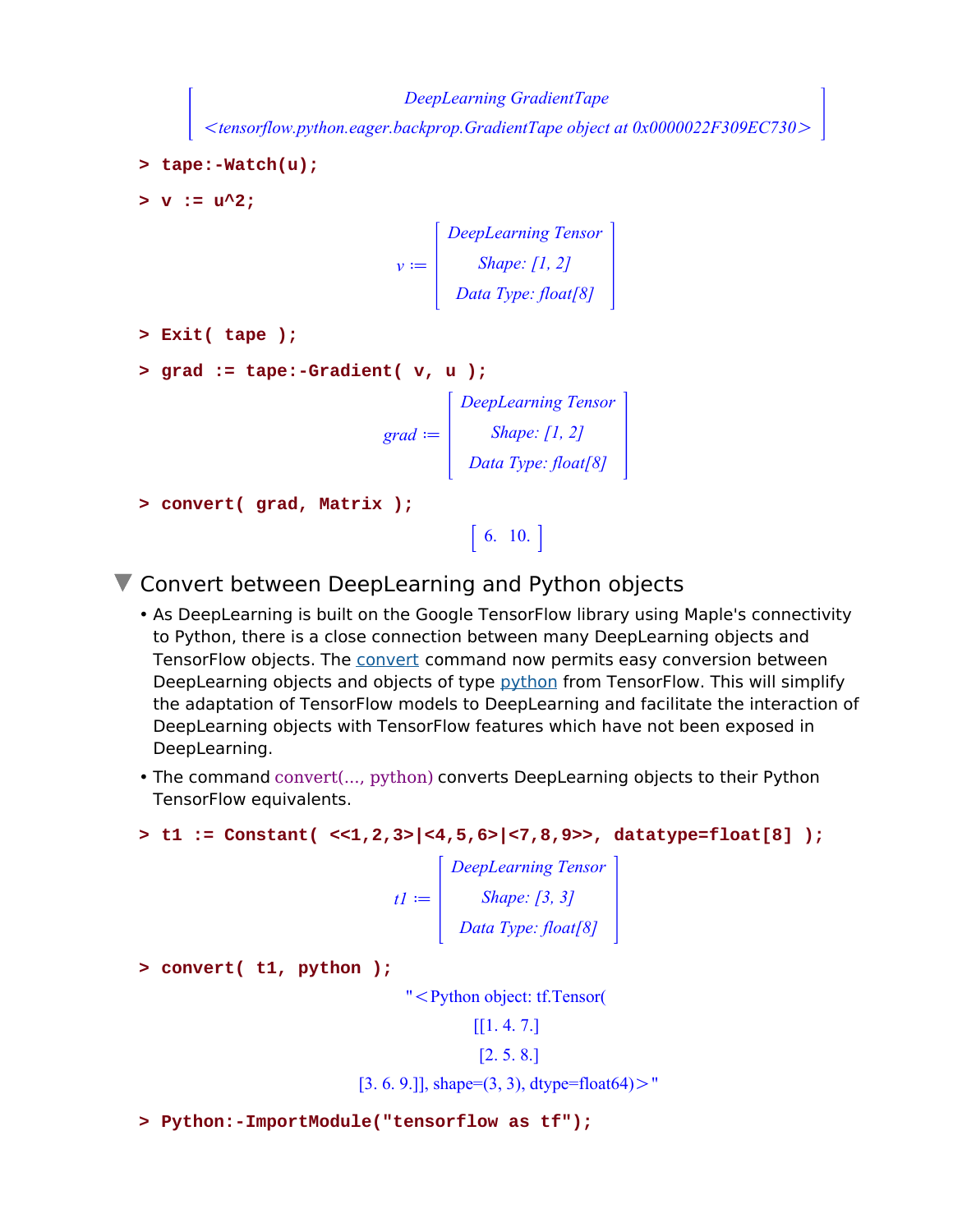```
DeepLearning GradientTape
<tensorflow.python.eager.backprop.GradientTape object at 0x0000022F309EC730>
```

```
> tape:-Watch(u);
> v := u^2;
```

```
v := [ DeepLearning Tensor
       Shape: [1, 2]
       Data Type: float[8] ]
```

```
> Exit( tape );
> grad := tape:-Gradient( v, u );
```

```
grad := [ DeepLearning Tensor
          Shape: [1, 2]
          Data Type: float[8] ]
```

```
> convert( grad, Matrix );
```

$$\begin{bmatrix} 6. & 10. \end{bmatrix}$$

## Convert between DeepLearning and Python objects

- As DeepLearning is built on the Google TensorFlow library using Maple's connectivity to Python, there is a close connection between many DeepLearning objects and TensorFlow objects. The convert command now permits easy conversion between DeepLearning objects and objects of type python from TensorFlow. This will simplify the adaptation of TensorFlow models to DeepLearning and facilitate the interaction of DeepLearning objects with TensorFlow features which have not been exposed in DeepLearning.
- The command convert(..., python) converts DeepLearning objects to their Python TensorFlow equivalents.

```
> t1 := Constant( <<1,2,3>|<4,5,6>|<7,8,9>>, datatype=float[8] );
```

```
t1 := [ DeepLearning Tensor
        Shape: [3, 3]
        Data Type: float[8] ]
```

```
> convert( t1, python );
```

```
"<Python object: tf.Tensor(
[[1. 4. 7.]
 [2. 5. 8.]
 [3. 6. 9.]], shape=(3, 3), dtype=float64)>"
```

```
> Python:-ImportModule("tensorflow as tf");
```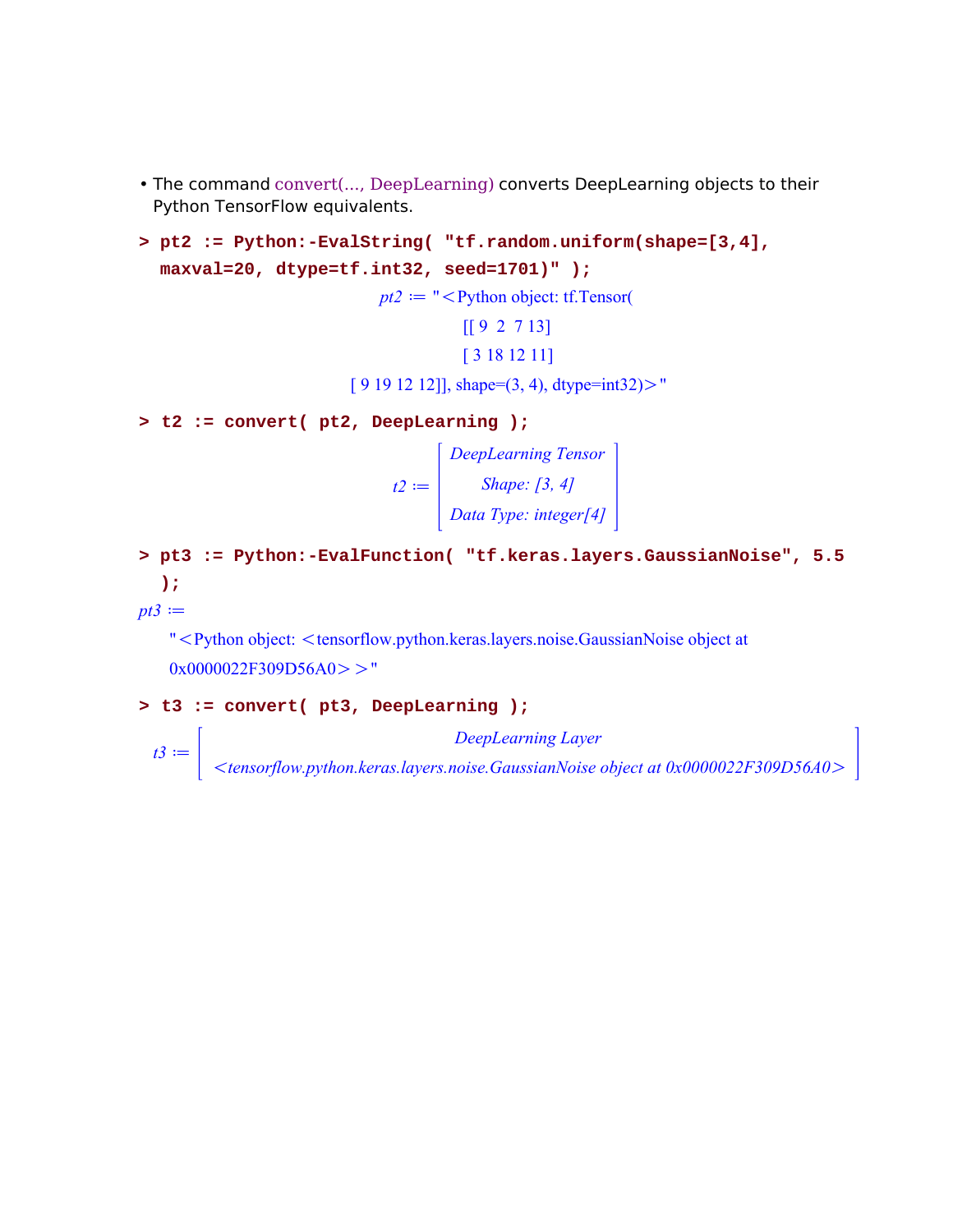- The command convert(..., DeepLearning) converts DeepLearning objects to their Python TensorFlow equivalents.

```
> pt2 := Python:-EvalString( "tf.random.uniform(shape=[3,4], maxval=20, dtype=tf.int32, seed=1701)" );
```

pt2 := "<Python object: tf.Tensor(
[[ 9  2  7 13]
 [ 3 18 12 11]
 [ 9 19 12 12]], shape=(3, 4), dtype=int32)>"

```
> t2 := convert( pt2, DeepLearning );
```

t2 := [ DeepLearning Tensor
Shape: [3, 4]
Data Type: integer[4] ]

```
> pt3 := Python:-EvalFunction( "tf.keras.layers.GaussianNoise", 5.5 );
```

pt3 := "<Python object: <tensorflow.python.keras.layers.noise.GaussianNoise object at 0x0000022F309D56A0>>"

```
> t3 := convert( pt3, DeepLearning );
```

t3 := [ DeepLearning Layer
<tensorflow.python.keras.layers.noise.GaussianNoise object at 0x0000022F309D56A0> ]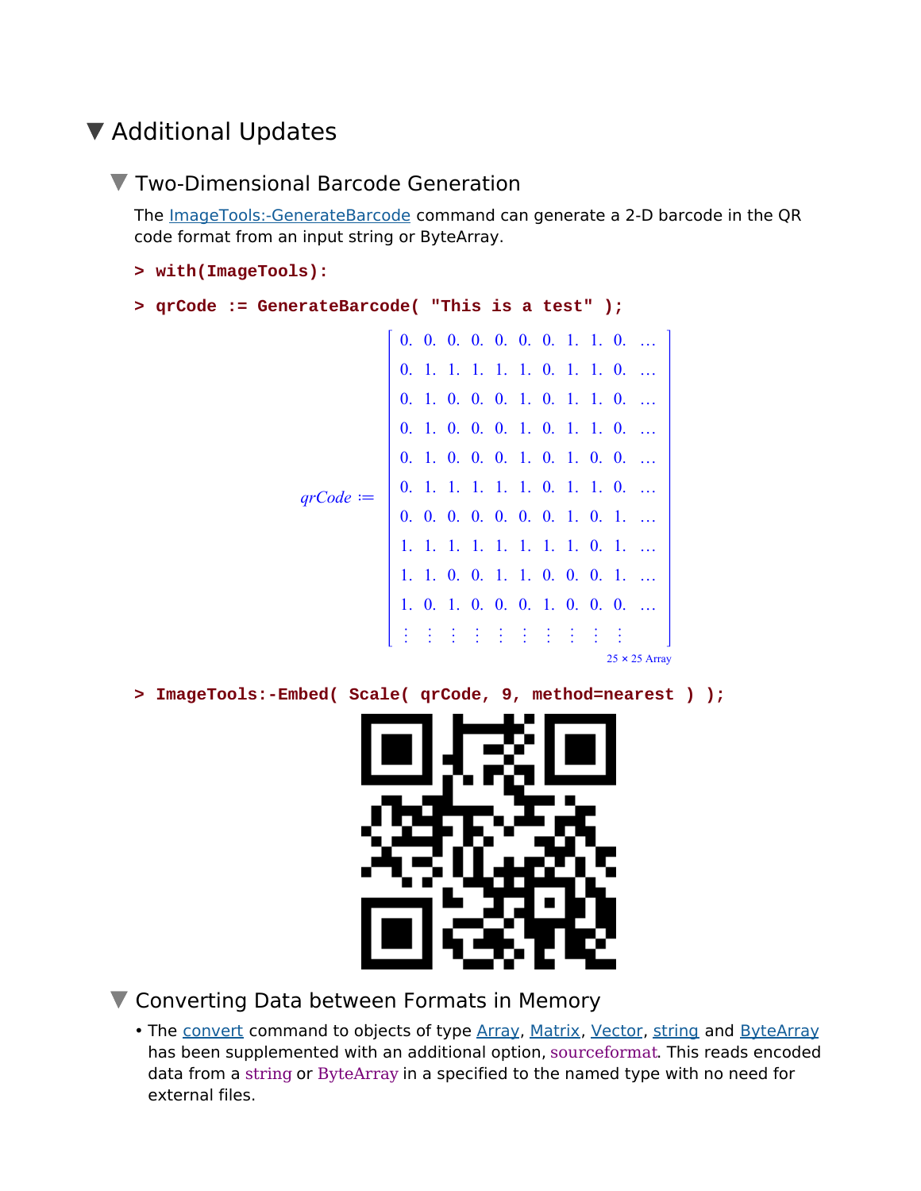# Additional Updates

## Two-Dimensional Barcode Generation

The ImageTools:-GenerateBarcode command can generate a 2-D barcode in the QR code format from an input string or ByteArray.

```
> with(ImageTools):
```

```
> qrCode := GenerateBarcode( "This is a test" );
```

$$qrCode := \begin{bmatrix} 0. & 0. & 0. & 0. & 0. & 0. & 0. & 1. & 1. & 0. & \dots \\ 0. & 1. & 1. & 1. & 1. & 1. & 0. & 1. & 1. & 0. & \dots \\ 0. & 1. & 0. & 0. & 0. & 1. & 0. & 1. & 1. & 0. & \dots \\ 0. & 1. & 0. & 0. & 0. & 1. & 0. & 1. & 1. & 0. & \dots \\ 0. & 1. & 0. & 0. & 0. & 1. & 0. & 1. & 0. & 0. & \dots \\ 0. & 1. & 1. & 1. & 1. & 1. & 0. & 1. & 1. & 0. & \dots \\ 0. & 0. & 0. & 0. & 0. & 0. & 0. & 1. & 0. & 1. & \dots \\ 1. & 1. & 1. & 1. & 1. & 1. & 1. & 1. & 0. & 1. & \dots \\ 1. & 1. & 0. & 0. & 1. & 1. & 0. & 0. & 0. & 1. & \dots \\ 1. & 0. & 1. & 0. & 0. & 0. & 1. & 0. & 0. & 0. & \dots \\ \vdots & \vdots & \vdots & \vdots & \vdots & \vdots & \vdots & \vdots & \vdots & \vdots & \end{bmatrix}$$

25 × 25 Array

```
> ImageTools:-Embed( Scale( qrCode, 9, method=nearest ) );
```

## Converting Data between Formats in Memory

- The convert command to objects of type Array, Matrix, Vector, string and ByteArray has been supplemented with an additional option, sourceformat. This reads encoded data from a string or ByteArray in a specified to the named type with no need for external files.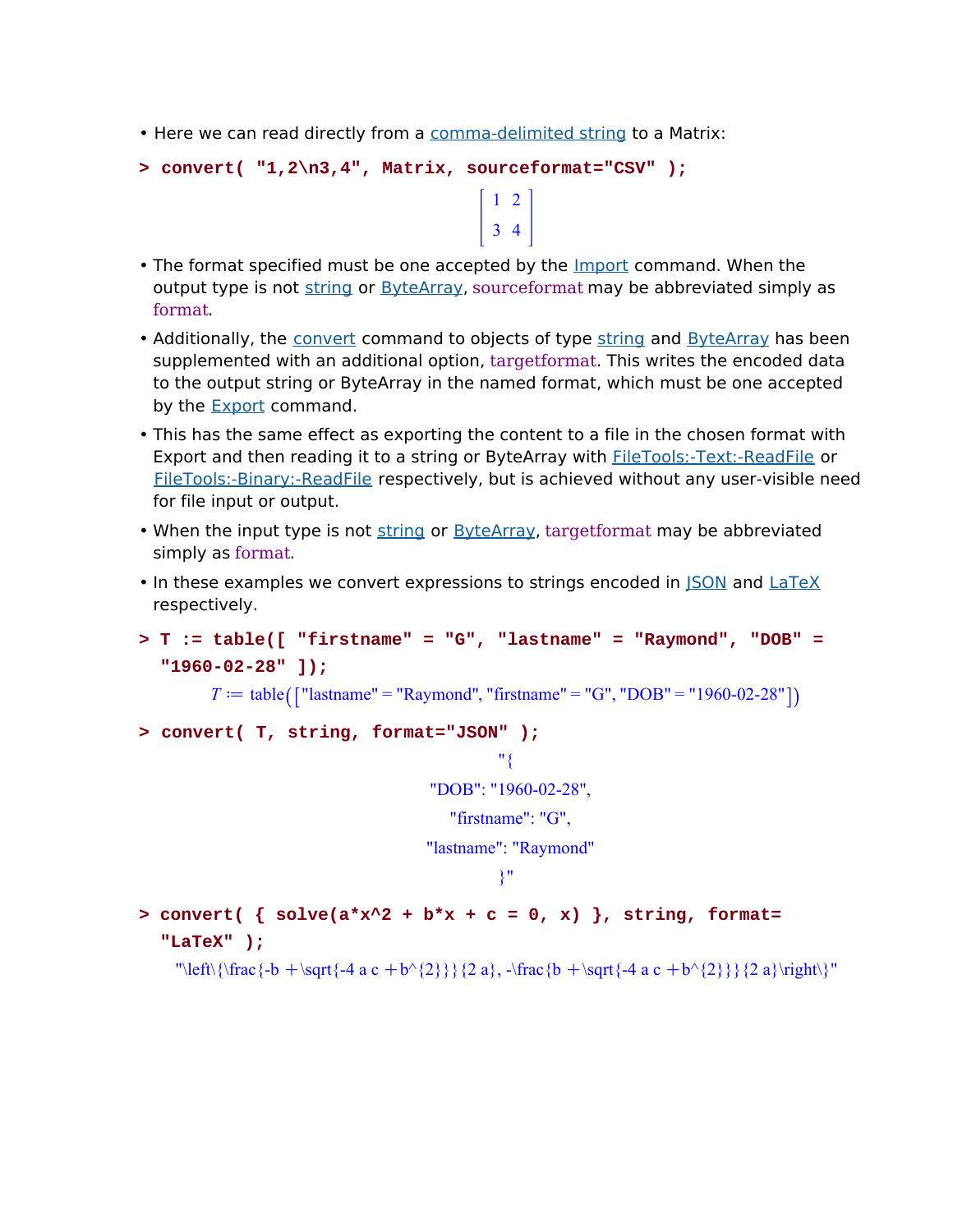- Here we can read directly from a comma-delimited string to a Matrix:

```
> convert( "1,2\n3,4", Matrix, sourceformat="CSV" );
```

$$\begin{bmatrix} 1 & 2 \\ 3 & 4 \end{bmatrix}$$

- The format specified must be one accepted by the Import command. When the output type is not string or ByteArray, sourceformat may be abbreviated simply as format.
- Additionally, the convert command to objects of type string and ByteArray has been supplemented with an additional option, targetformat. This writes the encoded data to the output string or ByteArray in the named format, which must be one accepted by the Export command.
- This has the same effect as exporting the content to a file in the chosen format with Export and then reading it to a string or ByteArray with FileTools:-Text:-ReadFile or FileTools:-Binary:-ReadFile respectively, but is achieved without any user-visible need for file input or output.
- When the input type is not string or ByteArray, targetformat may be abbreviated simply as format.
- In these examples we convert expressions to strings encoded in JSON and LaTeX respectively.

```
> T := table([ "firstname" = "G", "lastname" = "Raymond", "DOB" =
  "1960-02-28" ]);
```

T := table(["lastname" = "Raymond", "firstname" = "G", "DOB" = "1960-02-28"])

```
> convert( T, string, format="JSON" );
```

```
"{
"DOB": "1960-02-28",
"firstname": "G",
"lastname": "Raymond"
}"
```

```
> convert( { solve(a*x^2 + b*x + c = 0, x) }, string, format=
  "LaTeX" );
```

```
"\left\{\frac{-b +\sqrt{-4 a c +b^{2}}}{2 a}, -\frac{b +\sqrt{-4 a c +b^{2}}}{2 a}\right\}"
```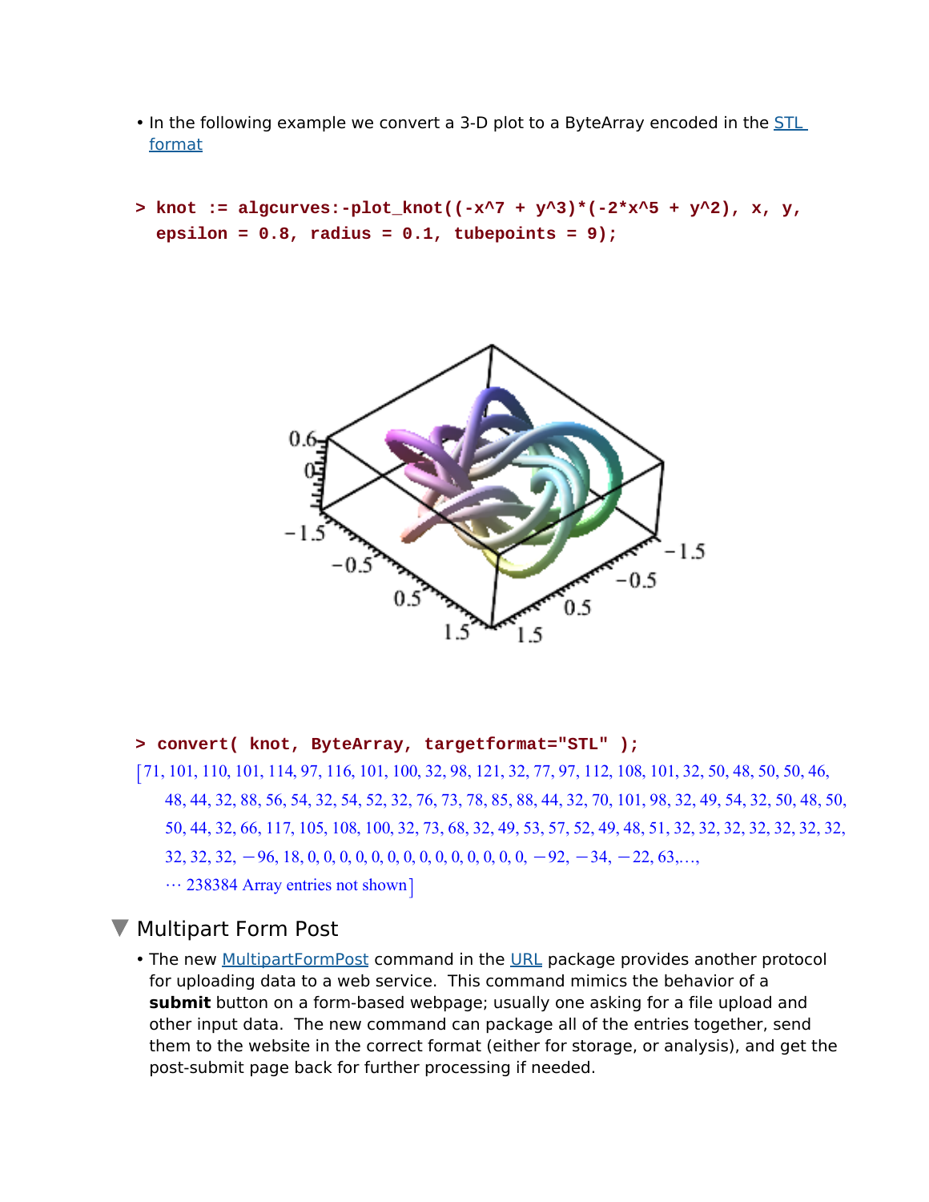- In the following example we convert a 3-D plot to a ByteArray encoded in the STL format

```
> knot := algcurves:-plot_knot((-x^7 + y^3)*(-2*x^5 + y^2), x, y,
  epsilon = 0.8, radius = 0.1, tubepoints = 9);
```

0.6
0
-1.5
-0.5
0.5
1.5
-1.5
-0.5
0.5
1.5

```
> convert( knot, ByteArray, targetformat="STL" );
```

[71, 101, 110, 101, 114, 97, 116, 101, 100, 32, 98, 121, 32, 77, 97, 112, 108, 101, 32, 50, 48, 50, 50, 46, 48, 44, 32, 88, 56, 54, 32, 54, 52, 32, 76, 73, 78, 85, 88, 44, 32, 70, 101, 98, 32, 49, 54, 32, 50, 48, 50, 50, 44, 32, 66, 117, 105, 108, 100, 32, 73, 68, 32, 49, 53, 57, 52, 49, 48, 51, 32, 32, 32, 32, 32, 32, 32, 32, 32, 32, −96, 18, 0, 0, 0, 0, 0, 0, 0, 0, 0, 0, 0, 0, 0, 0, −92, −34, −22, 63,...,
⋯ 238384 Array entries not shown]

## Multipart Form Post

- The new MultipartFormPost command in the URL package provides another protocol for uploading data to a web service. This command mimics the behavior of a **submit** button on a form-based webpage; usually one asking for a file upload and other input data. The new command can package all of the entries together, send them to the website in the correct format (either for storage, or analysis), and get the post-submit page back for further processing if needed.